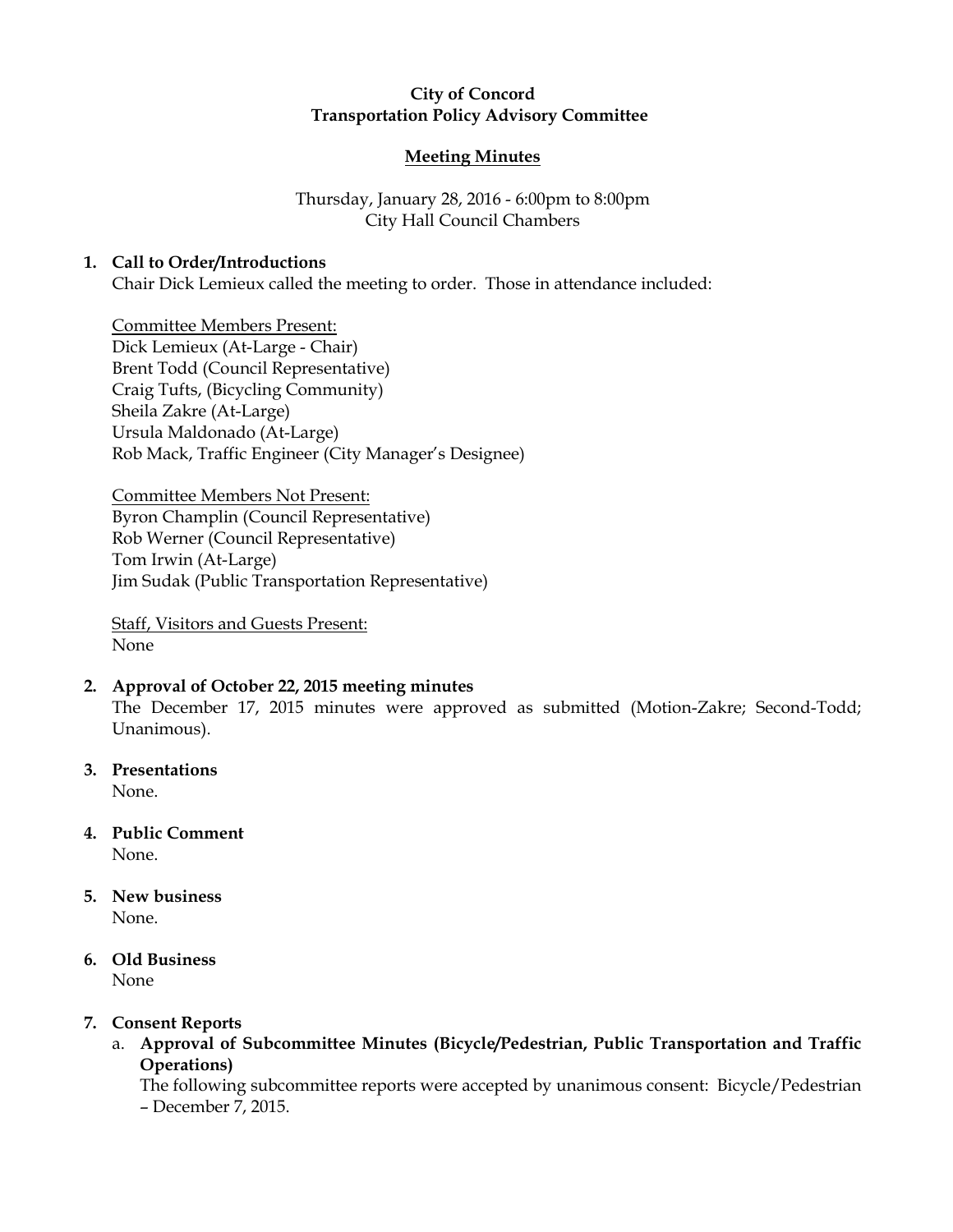**City of Concord**
**Transportation Policy Advisory Committee**

**Meeting Minutes**

Thursday, January 28, 2016 - 6:00pm to 8:00pm
City Hall Council Chambers

1. **Call to Order/Introductions**

   Chair Dick Lemieux called the meeting to order. Those in attendance included:

   Committee Members Present:
   Dick Lemieux (At-Large - Chair)
   Brent Todd (Council Representative)
   Craig Tufts, (Bicycling Community)
   Sheila Zakre (At-Large)
   Ursula Maldonado (At-Large)
   Rob Mack, Traffic Engineer (City Manager's Designee)

   Committee Members Not Present:
   Byron Champlin (Council Representative)
   Rob Werner (Council Representative)
   Tom Irwin (At-Large)
   Jim Sudak (Public Transportation Representative)

   Staff, Visitors and Guests Present:
   None

2. **Approval of October 22, 2015 meeting minutes**

   The December 17, 2015 minutes were approved as submitted (Motion-Zakre; Second-Todd; Unanimous).

3. **Presentations**

   None.

4. **Public Comment**

   None.

5. **New business**

   None.

6. **Old Business**

   None

7. **Consent Reports**

   a. **Approval of Subcommittee Minutes (Bicycle/Pedestrian, Public Transportation and Traffic Operations)**

      The following subcommittee reports were accepted by unanimous consent: Bicycle/Pedestrian – December 7, 2015.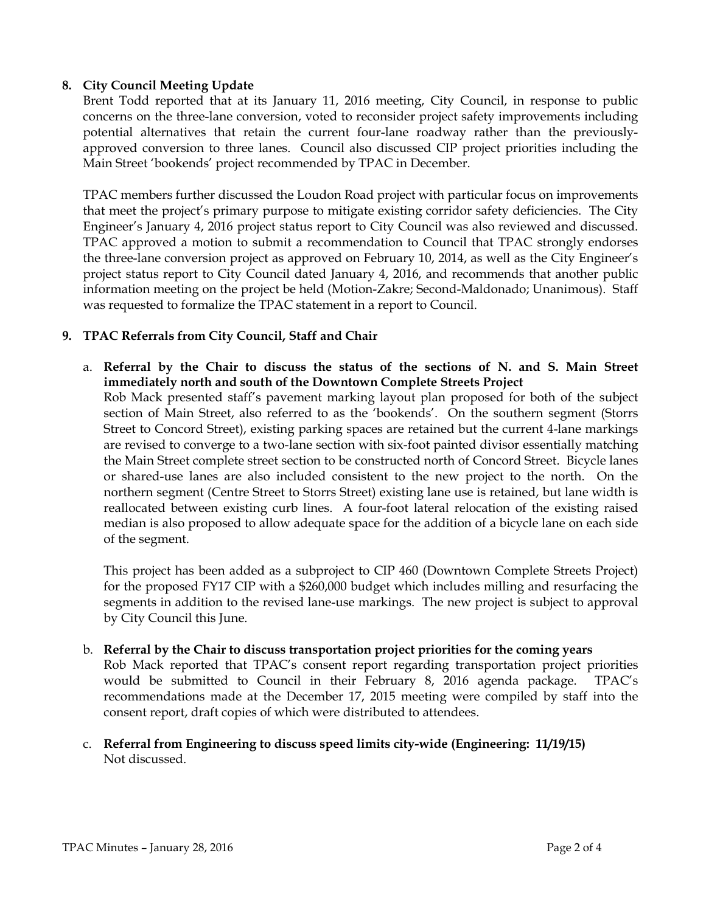**8. City Council Meeting Update**

Brent Todd reported that at its January 11, 2016 meeting, City Council, in response to public concerns on the three-lane conversion, voted to reconsider project safety improvements including potential alternatives that retain the current four-lane roadway rather than the previously-approved conversion to three lanes. Council also discussed CIP project priorities including the Main Street 'bookends' project recommended by TPAC in December.

TPAC members further discussed the Loudon Road project with particular focus on improvements that meet the project's primary purpose to mitigate existing corridor safety deficiencies. The City Engineer's January 4, 2016 project status report to City Council was also reviewed and discussed. TPAC approved a motion to submit a recommendation to Council that TPAC strongly endorses the three-lane conversion project as approved on February 10, 2014, as well as the City Engineer's project status report to City Council dated January 4, 2016, and recommends that another public information meeting on the project be held (Motion-Zakre; Second-Maldonado; Unanimous). Staff was requested to formalize the TPAC statement in a report to Council.

**9. TPAC Referrals from City Council, Staff and Chair**

a. **Referral by the Chair to discuss the status of the sections of N. and S. Main Street immediately north and south of the Downtown Complete Streets Project**

Rob Mack presented staff's pavement marking layout plan proposed for both of the subject section of Main Street, also referred to as the 'bookends'. On the southern segment (Storrs Street to Concord Street), existing parking spaces are retained but the current 4-lane markings are revised to converge to a two-lane section with six-foot painted divisor essentially matching the Main Street complete street section to be constructed north of Concord Street. Bicycle lanes or shared-use lanes are also included consistent to the new project to the north. On the northern segment (Centre Street to Storrs Street) existing lane use is retained, but lane width is reallocated between existing curb lines. A four-foot lateral relocation of the existing raised median is also proposed to allow adequate space for the addition of a bicycle lane on each side of the segment.

This project has been added as a subproject to CIP 460 (Downtown Complete Streets Project) for the proposed FY17 CIP with a $260,000 budget which includes milling and resurfacing the segments in addition to the revised lane-use markings. The new project is subject to approval by City Council this June.

b. **Referral by the Chair to discuss transportation project priorities for the coming years**

Rob Mack reported that TPAC's consent report regarding transportation project priorities would be submitted to Council in their February 8, 2016 agenda package. TPAC's recommendations made at the December 17, 2015 meeting were compiled by staff into the consent report, draft copies of which were distributed to attendees.

c. **Referral from Engineering to discuss speed limits city-wide (Engineering: 11/19/15)**

Not discussed.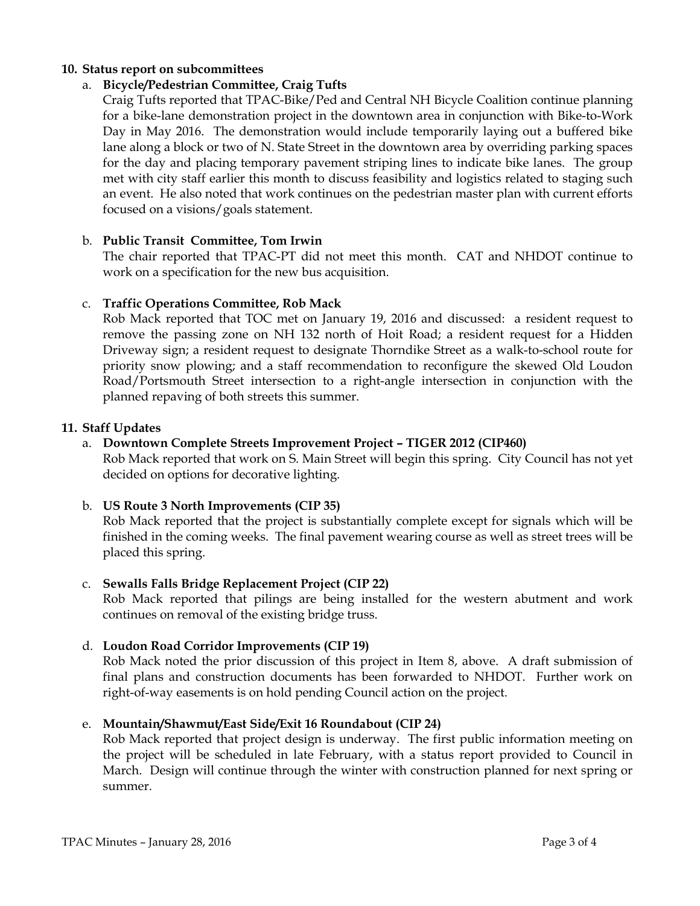**10. Status report on subcommittees**

a. **Bicycle/Pedestrian Committee, Craig Tufts**

Craig Tufts reported that TPAC-Bike/Ped and Central NH Bicycle Coalition continue planning for a bike-lane demonstration project in the downtown area in conjunction with Bike-to-Work Day in May 2016. The demonstration would include temporarily laying out a buffered bike lane along a block or two of N. State Street in the downtown area by overriding parking spaces for the day and placing temporary pavement striping lines to indicate bike lanes. The group met with city staff earlier this month to discuss feasibility and logistics related to staging such an event. He also noted that work continues on the pedestrian master plan with current efforts focused on a visions/goals statement.

b. **Public Transit Committee, Tom Irwin**

The chair reported that TPAC-PT did not meet this month. CAT and NHDOT continue to work on a specification for the new bus acquisition.

c. **Traffic Operations Committee, Rob Mack**

Rob Mack reported that TOC met on January 19, 2016 and discussed: a resident request to remove the passing zone on NH 132 north of Hoit Road; a resident request for a Hidden Driveway sign; a resident request to designate Thorndike Street as a walk-to-school route for priority snow plowing; and a staff recommendation to reconfigure the skewed Old Loudon Road/Portsmouth Street intersection to a right-angle intersection in conjunction with the planned repaving of both streets this summer.

**11. Staff Updates**

a. **Downtown Complete Streets Improvement Project – TIGER 2012 (CIP460)**

Rob Mack reported that work on S. Main Street will begin this spring. City Council has not yet decided on options for decorative lighting.

b. **US Route 3 North Improvements (CIP 35)**

Rob Mack reported that the project is substantially complete except for signals which will be finished in the coming weeks. The final pavement wearing course as well as street trees will be placed this spring.

c. **Sewalls Falls Bridge Replacement Project (CIP 22)**

Rob Mack reported that pilings are being installed for the western abutment and work continues on removal of the existing bridge truss.

d. **Loudon Road Corridor Improvements (CIP 19)**

Rob Mack noted the prior discussion of this project in Item 8, above. A draft submission of final plans and construction documents has been forwarded to NHDOT. Further work on right-of-way easements is on hold pending Council action on the project.

e. **Mountain/Shawmut/East Side/Exit 16 Roundabout (CIP 24)**

Rob Mack reported that project design is underway. The first public information meeting on the project will be scheduled in late February, with a status report provided to Council in March. Design will continue through the winter with construction planned for next spring or summer.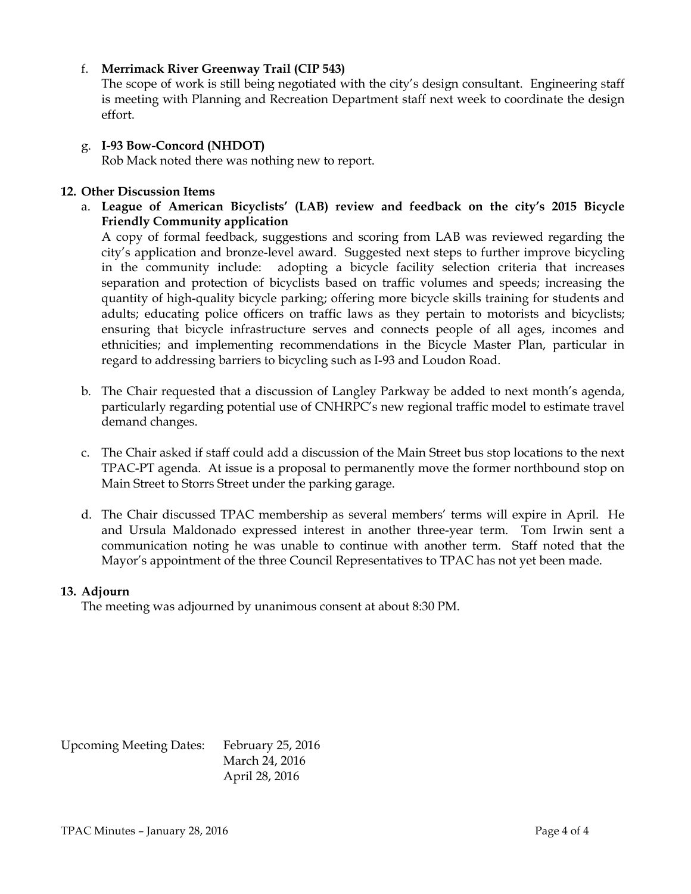f. **Merrimack River Greenway Trail (CIP 543)**
The scope of work is still being negotiated with the city's design consultant. Engineering staff is meeting with Planning and Recreation Department staff next week to coordinate the design effort.

g. **I-93 Bow-Concord (NHDOT)**
Rob Mack noted there was nothing new to report.

**12. Other Discussion Items**

a. **League of American Bicyclists' (LAB) review and feedback on the city's 2015 Bicycle Friendly Community application**
A copy of formal feedback, suggestions and scoring from LAB was reviewed regarding the city's application and bronze-level award. Suggested next steps to further improve bicycling in the community include: adopting a bicycle facility selection criteria that increases separation and protection of bicyclists based on traffic volumes and speeds; increasing the quantity of high-quality bicycle parking; offering more bicycle skills training for students and adults; educating police officers on traffic laws as they pertain to motorists and bicyclists; ensuring that bicycle infrastructure serves and connects people of all ages, incomes and ethnicities; and implementing recommendations in the Bicycle Master Plan, particular in regard to addressing barriers to bicycling such as I-93 and Loudon Road.

b. The Chair requested that a discussion of Langley Parkway be added to next month's agenda, particularly regarding potential use of CNHRPC's new regional traffic model to estimate travel demand changes.

c. The Chair asked if staff could add a discussion of the Main Street bus stop locations to the next TPAC-PT agenda. At issue is a proposal to permanently move the former northbound stop on Main Street to Storrs Street under the parking garage.

d. The Chair discussed TPAC membership as several members' terms will expire in April. He and Ursula Maldonado expressed interest in another three-year term. Tom Irwin sent a communication noting he was unable to continue with another term. Staff noted that the Mayor's appointment of the three Council Representatives to TPAC has not yet been made.

**13. Adjourn**
The meeting was adjourned by unanimous consent at about 8:30 PM.

Upcoming Meeting Dates: February 25, 2016
March 24, 2016
April 28, 2016